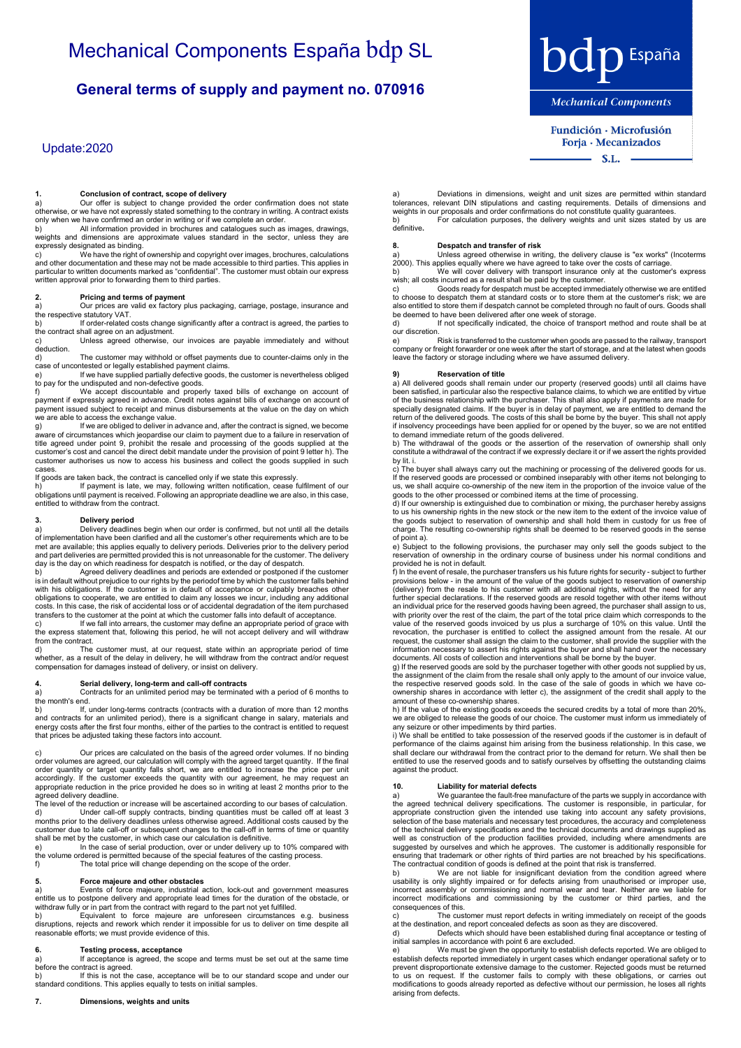# Mechanical Components España bdp SL

## General terms of supply and payment no. 070916

Update:2020

bdp España

*Mechanical Components*

**Fundición · Microfusión**
**Forja · Mecanizados**
**S.L.**

### 1. Conclusion of contract, scope of delivery

a) Our offer is subject to change provided the order confirmation does not state otherwise, or we have not expressly stated something to the contrary in writing. A contract exists only when we have confirmed an order in writing or if we complete an order.

b) All information provided in brochures and catalogues such as images, drawings, weights and dimensions are approximate values standard in the sector, unless they are expressly designated as binding.

c) We have the right of ownership and copyright over images, brochures, calculations and other documentation and these may not be made accessible to third parties. This applies in particular to written documents marked as "confidential". The customer must obtain our express written approval prior to forwarding them to third parties.

### 2. Pricing and terms of payment

a) Our prices are valid ex factory plus packaging, carriage, postage, insurance and the respective statutory VAT.

b) If order-related costs change significantly after a contract is agreed, the parties to the contract shall agree on an adjustment.

c) Unless agreed otherwise, our invoices are payable immediately and without deduction.

d) The customer may withhold or offset payments due to counter-claims only in the case of uncontested or legally established payment claims.

e) If we have supplied partially defective goods, the customer is nevertheless obliged to pay for the undisputed and non-defective goods.

f) We accept discountable and properly taxed bills of exchange on account of payment if expressly agreed in advance. Credit notes against bills of exchange on account of payment issued subject to receipt and minus disbursements at the value on the day on which we are able to access the exchange value.

g) If we are obliged to deliver in advance and, after the contract is signed, we become aware of circumstances which jeopardise our claim to payment due to a failure in reservation of title agreed under point 9, prohibit the resale and processing of the goods supplied at the customer's cost and cancel the direct debit mandate under the provision of point 9 letter h). The customer authorises us now to access his business and collect the goods supplied in such cases.

If goods are taken back, the contract is cancelled only if we state this expressly.

h) If payment is late, we may, following written notification, cease fulfilment of our obligations until payment is received. Following an appropriate deadline we are also, in this case, entitled to withdraw from the contract.

### 3. Delivery period

a) Delivery deadlines begin when our order is confirmed, but not until all the details of implementation have been clarified and all the customer's other requirements which are to be met are available; this applies equally to delivery periods. Deliveries prior to the delivery period and part deliveries are permitted provided this is not unreasonable for the customer. The delivery day is the day on which readiness for despatch is notified, or the day of despatch.

b) Agreed delivery deadlines and periods are extended or postponed if the customer is in default without prejudice to our rights by the periodof time by which the customer falls behind with his obligations. If the customer is in default of acceptance or culpably breaches other obligations to cooperate, we are entitled to claim any losses we incur, including any additional costs. In this case, the risk of accidental loss or of accidental degradation of the item purchased transfers to the customer at the point at which the customer falls into default of acceptance.

c) If we fall into arrears, the customer may define an appropriate period of grace with the express statement that, following this period, he will not accept delivery and will withdraw from the contract.

d) The customer must, at our request, state within an appropriate period of time whether, as a result of the delay in delivery, he will withdraw from the contract and/or request compensation for damages instead of delivery, or insist on delivery.

### 4. Serial delivery, long-term and call-off contracts

a) Contracts for an unlimited period may be terminated with a period of 6 months to the month's end.

b) If, under long-terms contracts (contracts with a duration of more than 12 months and contracts for an unlimited period), there is a significant change in salary, materials and energy costs after the first four months, either of the parties to the contract is entitled to request that prices be adjusted taking these factors into account.

c) Our prices are calculated on the basis of the agreed order volumes. If no binding order volumes are agreed, our calculation will comply with the agreed target quantity. If the final order quantity or target quantity falls short, we are entitled to increase the price per unit accordingly. If the customer exceeds the quantity with our agreement, he may request an appropriate reduction in the price provided he does so in writing at least 2 months prior to the agreed delivery deadline.

The level of the reduction or increase will be ascertained according to our bases of calculation.

d) Under call-off supply contracts, binding quantities must be called off at least 3 months prior to the delivery deadlines unless otherwise agreed. Additional costs caused by the customer due to late call-off or subsequent changes to the call-off in terms of time or quantity shall be met by the customer, in which case our calculation is definitive.

e) In the case of serial production, over or under delivery up to 10% compared with the volume ordered is permitted because of the special features of the casting process.

f) The total price will change depending on the scope of the order.

### 5. Force majeure and other obstacles

a) Events of force majeure, industrial action, lock-out and government measures entitle us to postpone delivery and appropriate lead times for the duration of the obstacle, or withdraw fully or in part from the contract with regard to the part not yet fulfilled.

b) Equivalent to force majeure are unforeseen circumstances e.g. business disruptions, rejects and rework which render it impossible for us to deliver on time despite all reasonable efforts; we must provide evidence of this.

### 6. Testing process, acceptance

a) If acceptance is agreed, the scope and terms must be set out at the same time before the contract is agreed.

b) If this is not the case, acceptance will be to our standard scope and under our standard conditions. This applies equally to tests on initial samples.

### 7. Dimensions, weights and units

a) Deviations in dimensions, weight and unit sizes are permitted within standard tolerances, relevant DIN stipulations and casting requirements. Details of dimensions and weights in our proposals and order confirmations do not constitute quality guarantees.

b) For calculation purposes, the delivery weights and unit sizes stated by us are definitive.

### 8. Despatch and transfer of risk

a) Unless agreed otherwise in writing, the delivery clause is "ex works" (Incoterms 2000). This applies equally where we have agreed to take over the costs of carriage.

b) We will cover delivery with transport insurance only at the customer's express wish; all costs incurred as a result shall be paid by the customer.

c) Goods ready for despatch must be accepted immediately otherwise we are entitled to choose to despatch them at standard costs or to store them at the customer's risk; we are also entitled to store them if despatch cannot be completed through no fault of ours. Goods shall be deemed to have been delivered after one week of storage.

d) If not specifically indicated, the choice of transport method and route shall be at our discretion.

e) Risk is transferred to the customer when goods are passed to the railway, transport company or freight forwarder or one week after the start of storage, and at the latest when goods leave the factory or storage including where we have assumed delivery.

### 9) Reservation of title

a) All delivered goods shall remain under our property (reserved goods) until all claims have been satisfied, in particular also the respective balance claims, to which we are entitled by virtue of the business relationship with the purchaser. This shall also apply if payments are made for specially designated claims. If the buyer is in delay of payment, we are entitled to demand the return of the delivered goods. The costs of this shall be borne by the buyer. This shall not apply if insolvency proceedings have been applied for or opened by the buyer, so we are not entitled to demand immediate return of the goods delivered.

b) The withdrawal of the goods or the assertion of the reservation of ownership shall only constitute a withdrawal of the contract if we expressly declare it or if we assert the rights provided by lit. i.

c) The buyer shall always carry out the machining or processing of the delivered goods for us. If the reserved goods are processed or combined inseparably with other items not belonging to us, we shall acquire co-ownership of the new item in the proportion of the invoice value of the goods to the other processed or combined items at the time of processing.

d) If our ownership is extinguished due to combination or mixing, the purchaser hereby assigns to us his ownership rights in the new stock or the new item to the extent of the invoice value of the goods subject to reservation of ownership and shall hold them in custody for us free of charge. The resulting co-ownership rights shall be deemed to be reserved goods in the sense of point a).

e) Subject to the following provisions, the purchaser may only sell the goods subject to the reservation of ownership in the ordinary course of business under his normal conditions and provided he is not in default.

f) In the event of resale, the purchaser transfers us his future rights for security - subject to further provisions below - in the amount of the value of the goods subject to reservation of ownership (delivery) from the resale to his customer with all additional rights, without the need for any further special declarations. If the reserved goods are resold together with other items without an individual price for the reserved goods having been agreed, the purchaser shall assign to us, with priority over the rest of the claim, the part of the total price claim which corresponds to the value of the reserved goods invoiced by us plus a surcharge of 10% on this value. Until the revocation, the purchaser is entitled to collect the assigned amount from the resale. At our request, the customer shall assign the claim to the customer, shall provide the supplier with the information necessary to assert his rights against the buyer and shall hand over the necessary documents. All costs of collection and interventions shall be borne by the buyer.

g) If the reserved goods are sold by the purchaser together with other goods not supplied by us, the assignment of the claim from the resale shall only apply to the amount of our invoice value, the respective reserved goods sold. In the case of the sale of goods in which we have co-ownership shares in accordance with letter c), the assignment of the credit shall apply to the amount of these co-ownership shares.

h) If the value of the existing goods exceeds the secured credits by a total of more than 20%, we are obliged to release the goods of our choice. The customer must inform us immediately of any seizure or other impediments by third parties.

i) We shall be entitled to take possession of the reserved goods if the customer is in default of performance of the claims against him arising from the business relationship. In this case, we shall declare our withdrawal from the contract prior to the demand for return. We shall then be entitled to use the reserved goods and to satisfy ourselves by offsetting the outstanding claims against the product.

### 10. Liability for material defects

a) We guarantee the fault-free manufacture of the parts we supply in accordance with the agreed technical delivery specifications. The customer is responsible, in particular, for appropriate construction given the intended use taking into account any safety provisions, selection of the base materials and necessary test procedures, the accuracy and completeness of the technical delivery specifications and the technical documents and drawings supplied as well as construction of the production facilities provided, including where amendments are suggested by ourselves and which he approves. The customer is additionally responsible for ensuring that trademark or other rights of third parties are not breached by his specifications. The contractual condition of goods is defined at the point that risk is transferred.

b) We are not liable for insignificant deviation from the condition agreed where usability is only slightly impaired or for defects arising from unauthorised or improper use, incorrect assembly or commissioning and normal wear and tear. Neither are we liable for incorrect modifications and commissioning by the customer or third parties, and the consequences of this.

c) The customer must report defects in writing immediately on receipt of the goods at the destination, and report concealed defects as soon as they are discovered.

d) Defects which should have been established during final acceptance or testing of initial samples in accordance with point 6 are excluded.

e) We must be given the opportunity to establish defects reported. We are obliged to establish defects reported immediately in urgent cases which endanger operational safety or to prevent disproportionate extensive damage to the customer. Rejected goods must be returned to us on request. If the customer fails to comply with these obligations, or carries out modifications to goods already reported as defective without our permission, he loses all rights arising from defects.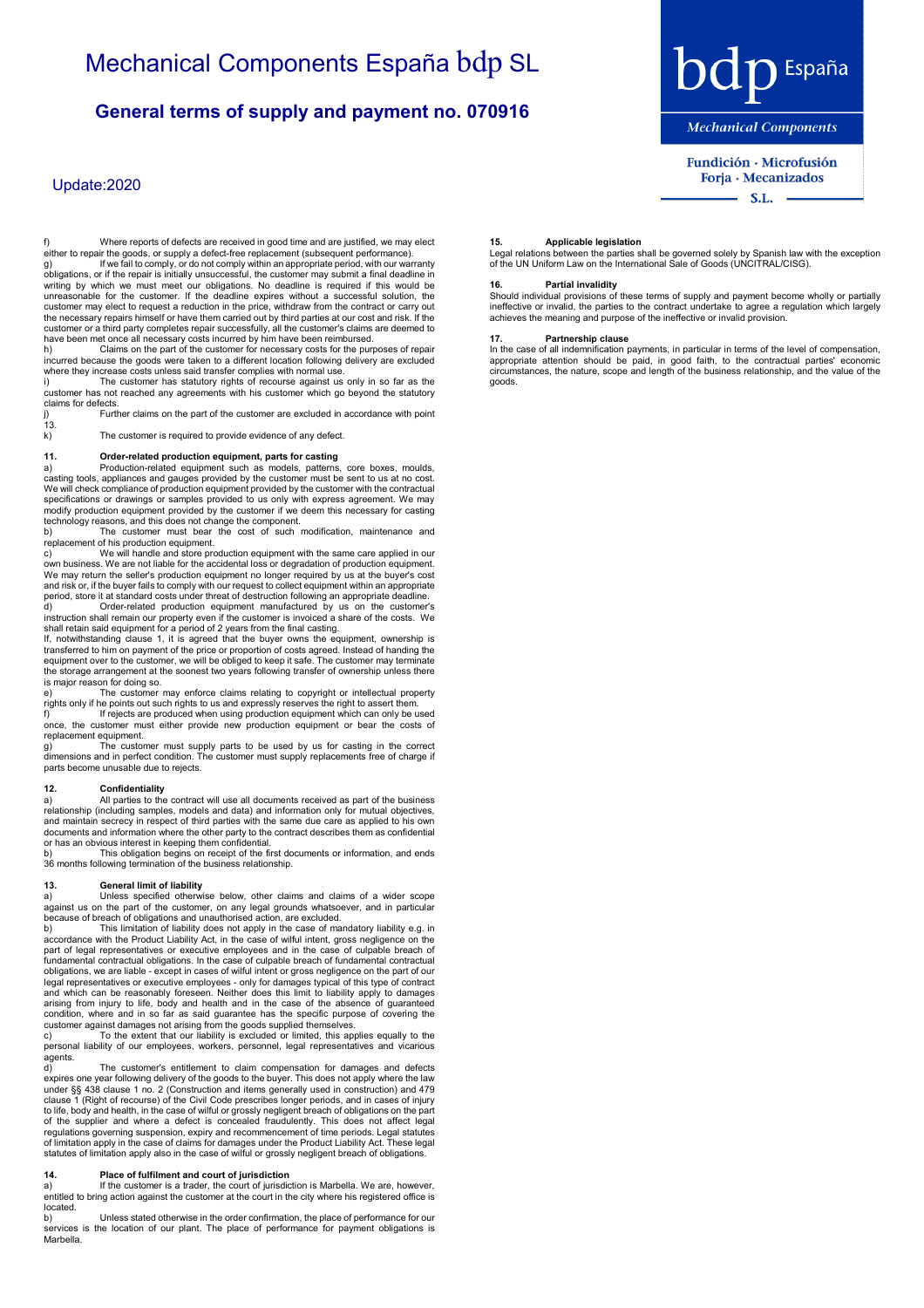# Mechanical Components España bdp SL

## General terms of supply and payment no. 070916

Update:2020

bdp España
Mechanical Components
Fundición · Microfusión
Forja · Mecanizados
S.L.

f) Where reports of defects are received in good time and are justified, we may elect either to repair the goods, or supply a defect-free replacement (subsequent performance).

g) If we fail to comply, or do not comply within an appropriate period, with our warranty obligations, or if the repair is initially unsuccessful, the customer may submit a final deadline in writing by which we must meet our obligations. No deadline is required if this would be unreasonable for the customer. If the deadline expires without a successful solution, the customer may elect to request a reduction in the price, withdraw from the contract or carry out the necessary repairs himself or have them carried out by third parties at our cost and risk. If the customer or a third party completes repair successfully, all the customer's claims are deemed to have been met once all necessary costs incurred by him have been reimbursed.

h) Claims on the part of the customer for necessary costs for the purposes of repair incurred because the goods were taken to a different location following delivery are excluded where they increase costs unless said transfer complies with normal use.

i) The customer has statutory rights of recourse against us only in so far as the customer has not reached any agreements with his customer which go beyond the statutory claims for defects.

j) Further claims on the part of the customer are excluded in accordance with point 13.

k) The customer is required to provide evidence of any defect.

### 11. Order-related production equipment, parts for casting

a) Production-related equipment such as models, patterns, core boxes, moulds, casting tools, appliances and gauges provided by the customer must be sent to us at no cost. We will check compliance of production equipment provided by the customer with the contractual specifications or drawings or samples provided to us only with express agreement. We may modify production equipment provided by the customer if we deem this necessary for casting technology reasons, and this does not change the component.

b) The customer must bear the cost of such modification, maintenance and replacement of his production equipment.

c) We will handle and store production equipment with the same care applied in our own business. We are not liable for the accidental loss or degradation of production equipment. We may return the seller's production equipment no longer required by us at the buyer's cost and risk or, if the buyer fails to comply with our request to collect equipment within an appropriate period, store it at standard costs under threat of destruction following an appropriate deadline.

d) Order-related production equipment manufactured by us on the customer's instruction shall remain our property even if the customer is invoiced a share of the costs. We shall retain said equipment for a period of 2 years from the final casting.

If, notwithstanding clause 1, it is agreed that the buyer owns the equipment, ownership is transferred to him on payment of the price or proportion of costs agreed. Instead of handing the equipment over to the customer, we will be obliged to keep it safe. The customer may terminate the storage arrangement at the soonest two years following transfer of ownership unless there is major reason for doing so.

e) The customer may enforce claims relating to copyright or intellectual property rights only if he points out such rights to us and expressly reserves the right to assert them.

f) If rejects are produced when using production equipment which can only be used once, the customer must either provide new production equipment or bear the costs of replacement equipment.

g) The customer must supply parts to be used by us for casting in the correct dimensions and in perfect condition. The customer must supply replacements free of charge if parts become unusable due to rejects.

### 12. Confidentiality

a) All parties to the contract will use all documents received as part of the business relationship (including samples, models and data) and information only for mutual objectives, and maintain secrecy in respect of third parties with the same due care as applied to his own documents and information where the other party to the contract describes them as confidential or has an obvious interest in keeping them confidential.

b) This obligation begins on receipt of the first documents or information, and ends 36 months following termination of the business relationship.

### 13. General limit of liability

a) Unless specified otherwise below, other claims and claims of a wider scope against us on the part of the customer, on any legal grounds whatsoever, and in particular because of breach of obligations and unauthorised action, are excluded.

b) This limitation of liability does not apply in the case of mandatory liability e.g. in accordance with the Product Liability Act, in the case of wilful intent, gross negligence on the part of legal representatives or executive employees and in the case of culpable breach of fundamental contractual obligations. In the case of culpable breach of fundamental contractual obligations, we are liable - except in cases of wilful intent or gross negligence on the part of our legal representatives or executive employees - only for damages typical of this type of contract and which can be reasonably foreseen. Neither does this limit to liability apply to damages arising from injury to life, body and health and in the case of the absence of guaranteed condition, where and in so far as said guarantee has the specific purpose of covering the customer against damages not arising from the goods supplied themselves.

c) To the extent that our liability is excluded or limited, this applies equally to the personal liability of our employees, workers, personnel, legal representatives and vicarious agents.

d) The customer's entitlement to claim compensation for damages and defects expires one year following delivery of the goods to the buyer. This does not apply where the law under §§ 438 clause 1 no. 2 (Construction and items generally used in construction) and 479 clause 1 (Right of recourse) of the Civil Code prescribes longer periods, and in cases of injury to life, body and health, in the case of wilful or grossly negligent breach of obligations on the part of the supplier and where a defect is concealed fraudulently. This does not affect legal regulations governing suspension, expiry and recommencement of time periods. Legal statutes of limitation apply in the case of claims for damages under the Product Liability Act. These legal statutes of limitation apply also in the case of wilful or grossly negligent breach of obligations.

### 14. Place of fulfilment and court of jurisdiction

a) If the customer is a trader, the court of jurisdiction is Marbella. We are, however, entitled to bring action against the customer at the court in the city where his registered office is located.

b) Unless stated otherwise in the order confirmation, the place of performance for our services is the location of our plant. The place of performance for payment obligations is Marbella.

### 15. Applicable legislation

Legal relations between the parties shall be governed solely by Spanish law with the exception of the UN Uniform Law on the International Sale of Goods (UNCITRAL/CISG).

### 16. Partial invalidity

Should individual provisions of these terms of supply and payment become wholly or partially ineffective or invalid, the parties to the contract undertake to agree a regulation which largely achieves the meaning and purpose of the ineffective or invalid provision.

### 17. Partnership clause

In the case of all indemnification payments, in particular in terms of the level of compensation, appropriate attention should be paid, in good faith, to the contractual parties' economic circumstances, the nature, scope and length of the business relationship, and the value of the goods.